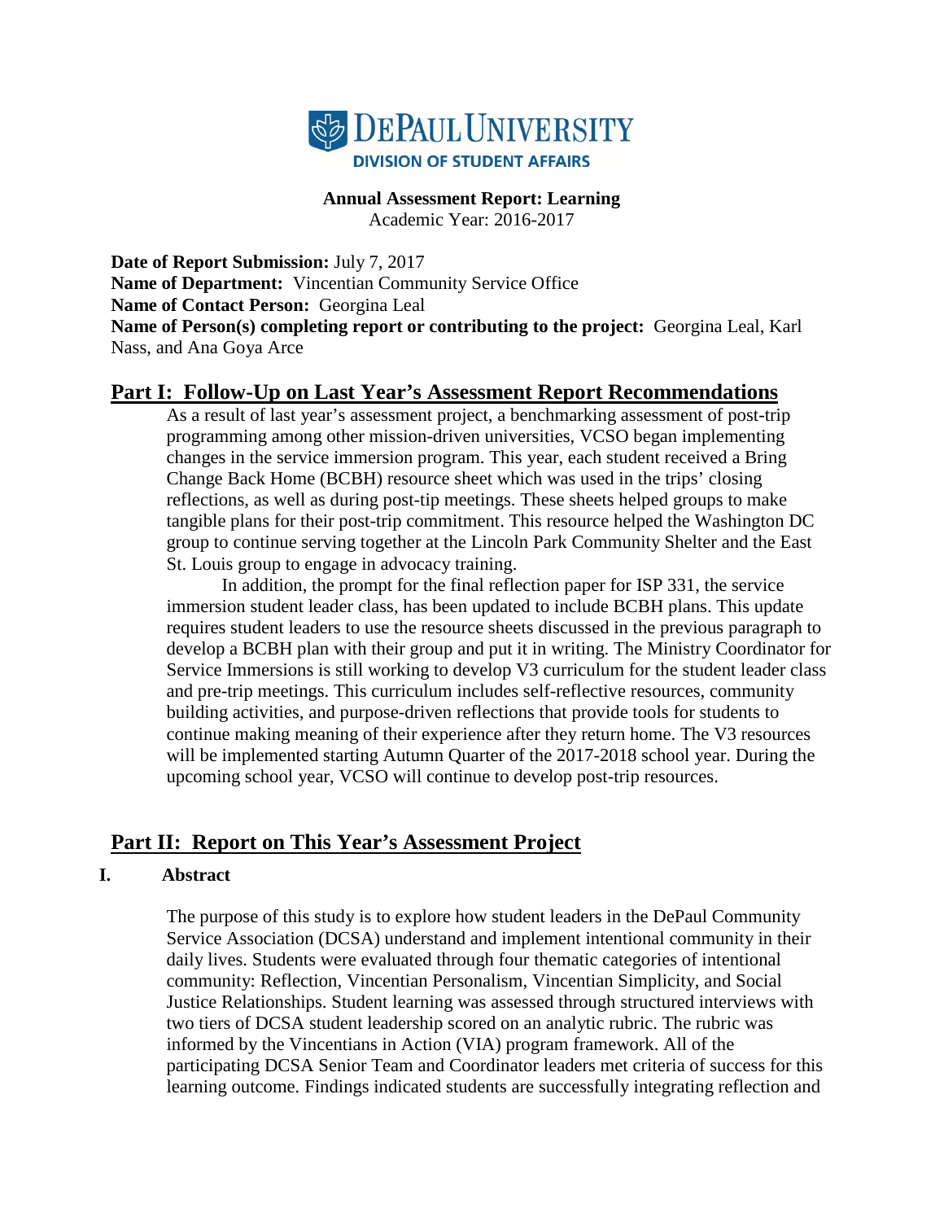**DEPAUL UNIVERSITY**
**DIVISION OF STUDENT AFFAIRS**

**Annual Assessment Report: Learning**
Academic Year: 2016-2017

**Date of Report Submission:** July 7, 2017
**Name of Department:** Vincentian Community Service Office
**Name of Contact Person:** Georgina Leal
**Name of Person(s) completing report or contributing to the project:** Georgina Leal, Karl Nass, and Ana Goya Arce

## Part I: Follow-Up on Last Year's Assessment Report Recommendations

As a result of last year's assessment project, a benchmarking assessment of post-trip programming among other mission-driven universities, VCSO began implementing changes in the service immersion program. This year, each student received a Bring Change Back Home (BCBH) resource sheet which was used in the trips' closing reflections, as well as during post-tip meetings. These sheets helped groups to make tangible plans for their post-trip commitment. This resource helped the Washington DC group to continue serving together at the Lincoln Park Community Shelter and the East St. Louis group to engage in advocacy training.

In addition, the prompt for the final reflection paper for ISP 331, the service immersion student leader class, has been updated to include BCBH plans. This update requires student leaders to use the resource sheets discussed in the previous paragraph to develop a BCBH plan with their group and put it in writing. The Ministry Coordinator for Service Immersions is still working to develop V3 curriculum for the student leader class and pre-trip meetings. This curriculum includes self-reflective resources, community building activities, and purpose-driven reflections that provide tools for students to continue making meaning of their experience after they return home. The V3 resources will be implemented starting Autumn Quarter of the 2017-2018 school year. During the upcoming school year, VCSO will continue to develop post-trip resources.

## Part II: Report on This Year's Assessment Project

### I. Abstract

The purpose of this study is to explore how student leaders in the DePaul Community Service Association (DCSA) understand and implement intentional community in their daily lives. Students were evaluated through four thematic categories of intentional community: Reflection, Vincentian Personalism, Vincentian Simplicity, and Social Justice Relationships. Student learning was assessed through structured interviews with two tiers of DCSA student leadership scored on an analytic rubric. The rubric was informed by the Vincentians in Action (VIA) program framework. All of the participating DCSA Senior Team and Coordinator leaders met criteria of success for this learning outcome. Findings indicated students are successfully integrating reflection and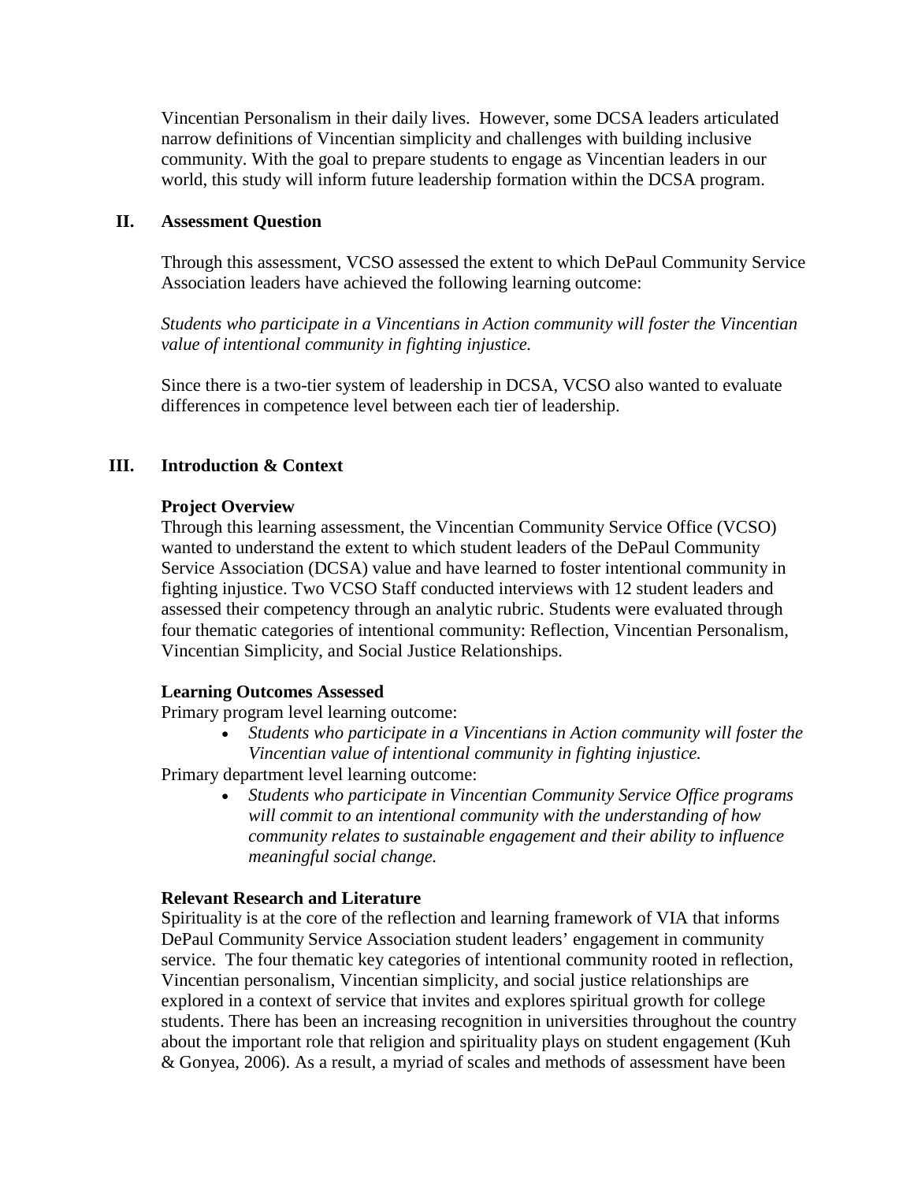Vincentian Personalism in their daily lives. However, some DCSA leaders articulated narrow definitions of Vincentian simplicity and challenges with building inclusive community. With the goal to prepare students to engage as Vincentian leaders in our world, this study will inform future leadership formation within the DCSA program.

## II. Assessment Question

Through this assessment, VCSO assessed the extent to which DePaul Community Service Association leaders have achieved the following learning outcome:

*Students who participate in a Vincentians in Action community will foster the Vincentian value of intentional community in fighting injustice.*

Since there is a two-tier system of leadership in DCSA, VCSO also wanted to evaluate differences in competence level between each tier of leadership.

## III. Introduction & Context

### Project Overview

Through this learning assessment, the Vincentian Community Service Office (VCSO) wanted to understand the extent to which student leaders of the DePaul Community Service Association (DCSA) value and have learned to foster intentional community in fighting injustice. Two VCSO Staff conducted interviews with 12 student leaders and assessed their competency through an analytic rubric. Students were evaluated through four thematic categories of intentional community: Reflection, Vincentian Personalism, Vincentian Simplicity, and Social Justice Relationships.

### Learning Outcomes Assessed

Primary program level learning outcome:

- *Students who participate in a Vincentians in Action community will foster the Vincentian value of intentional community in fighting injustice.*

Primary department level learning outcome:

- *Students who participate in Vincentian Community Service Office programs will commit to an intentional community with the understanding of how community relates to sustainable engagement and their ability to influence meaningful social change.*

### Relevant Research and Literature

Spirituality is at the core of the reflection and learning framework of VIA that informs DePaul Community Service Association student leaders' engagement in community service. The four thematic key categories of intentional community rooted in reflection, Vincentian personalism, Vincentian simplicity, and social justice relationships are explored in a context of service that invites and explores spiritual growth for college students. There has been an increasing recognition in universities throughout the country about the important role that religion and spirituality plays on student engagement (Kuh & Gonyea, 2006). As a result, a myriad of scales and methods of assessment have been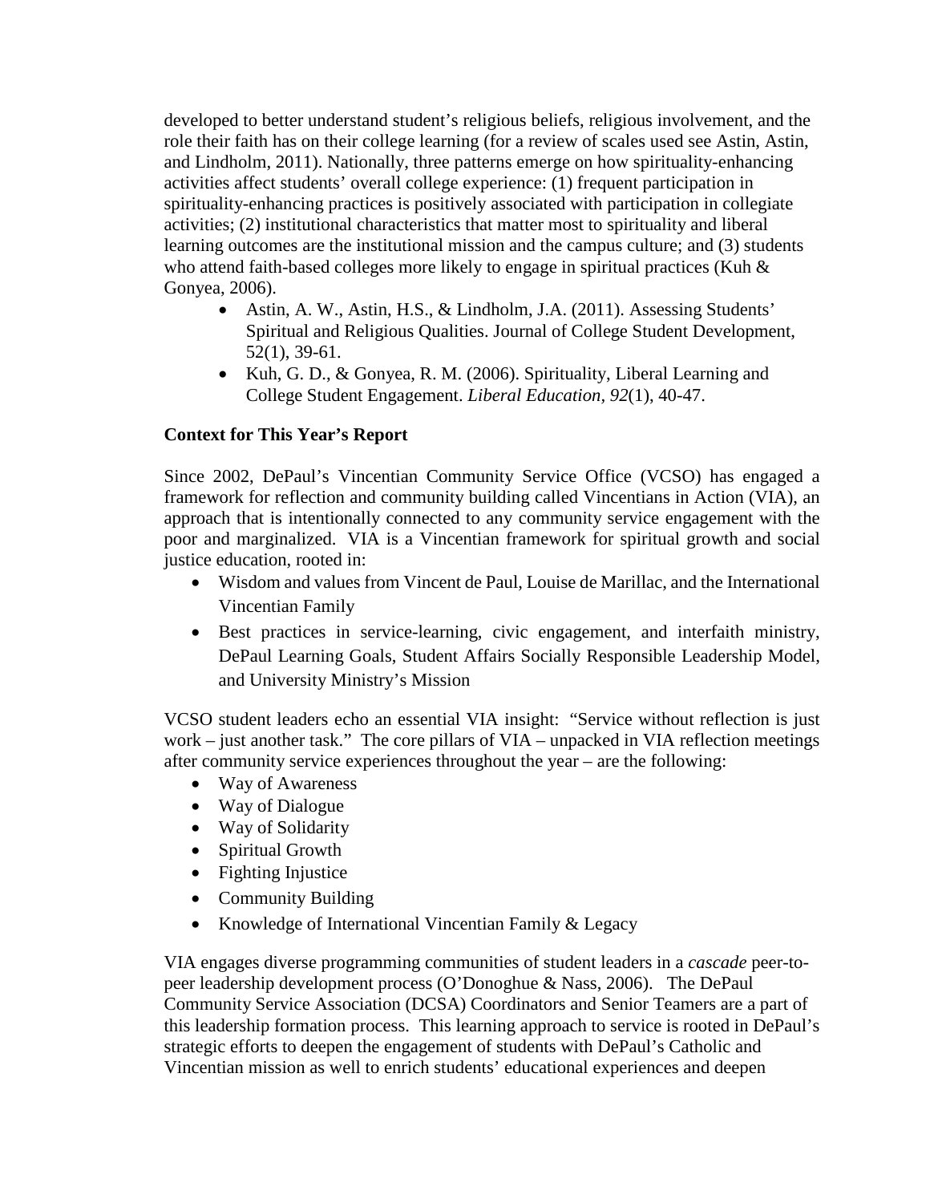developed to better understand student's religious beliefs, religious involvement, and the role their faith has on their college learning (for a review of scales used see Astin, Astin, and Lindholm, 2011). Nationally, three patterns emerge on how spirituality-enhancing activities affect students' overall college experience: (1) frequent participation in spirituality-enhancing practices is positively associated with participation in collegiate activities; (2) institutional characteristics that matter most to spirituality and liberal learning outcomes are the institutional mission and the campus culture; and (3) students who attend faith-based colleges more likely to engage in spiritual practices (Kuh & Gonyea, 2006).

- Astin, A. W., Astin, H.S., & Lindholm, J.A. (2011). Assessing Students' Spiritual and Religious Qualities. Journal of College Student Development, 52(1), 39-61.
- Kuh, G. D., & Gonyea, R. M. (2006). Spirituality, Liberal Learning and College Student Engagement. *Liberal Education, 92*(1), 40-47.

**Context for This Year's Report**

Since 2002, DePaul's Vincentian Community Service Office (VCSO) has engaged a framework for reflection and community building called Vincentians in Action (VIA), an approach that is intentionally connected to any community service engagement with the poor and marginalized. VIA is a Vincentian framework for spiritual growth and social justice education, rooted in:

- Wisdom and values from Vincent de Paul, Louise de Marillac, and the International Vincentian Family
- Best practices in service-learning, civic engagement, and interfaith ministry, DePaul Learning Goals, Student Affairs Socially Responsible Leadership Model, and University Ministry's Mission

VCSO student leaders echo an essential VIA insight: "Service without reflection is just work – just another task." The core pillars of VIA – unpacked in VIA reflection meetings after community service experiences throughout the year – are the following:

- Way of Awareness
- Way of Dialogue
- Way of Solidarity
- Spiritual Growth
- Fighting Injustice
- Community Building
- Knowledge of International Vincentian Family & Legacy

VIA engages diverse programming communities of student leaders in a *cascade* peer-to-peer leadership development process (O'Donoghue & Nass, 2006). The DePaul Community Service Association (DCSA) Coordinators and Senior Teamers are a part of this leadership formation process. This learning approach to service is rooted in DePaul's strategic efforts to deepen the engagement of students with DePaul's Catholic and Vincentian mission as well to enrich students' educational experiences and deepen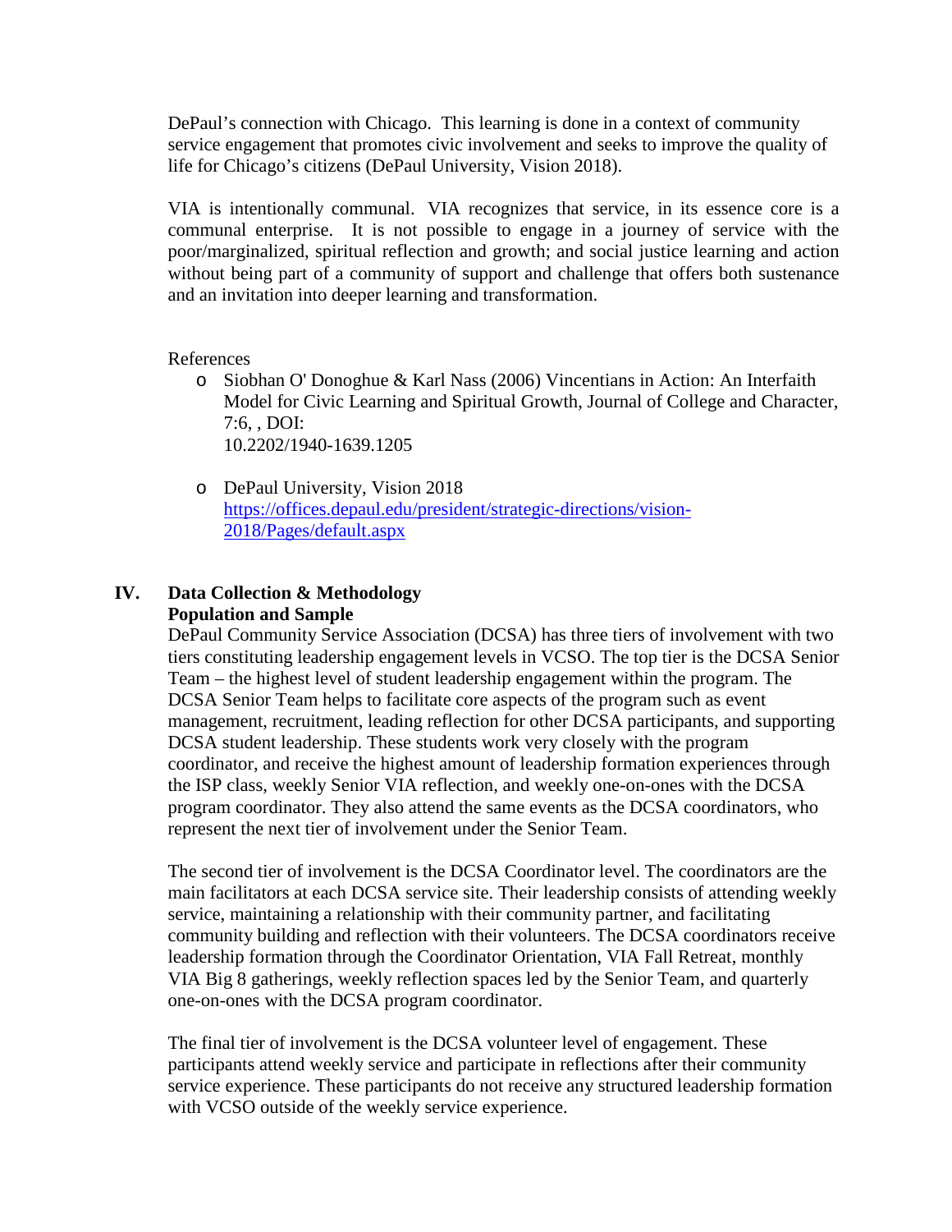DePaul's connection with Chicago. This learning is done in a context of community service engagement that promotes civic involvement and seeks to improve the quality of life for Chicago's citizens (DePaul University, Vision 2018).

VIA is intentionally communal. VIA recognizes that service, in its essence core is a communal enterprise. It is not possible to engage in a journey of service with the poor/marginalized, spiritual reflection and growth; and social justice learning and action without being part of a community of support and challenge that offers both sustenance and an invitation into deeper learning and transformation.

References

- Siobhan O' Donoghue & Karl Nass (2006) Vincentians in Action: An Interfaith Model for Civic Learning and Spiritual Growth, Journal of College and Character, 7:6, , DOI: 10.2202/1940-1639.1205
- DePaul University, Vision 2018 [https://offices.depaul.edu/president/strategic-directions/vision-2018/Pages/default.aspx](https://offices.depaul.edu/president/strategic-directions/vision-2018/Pages/default.aspx)

## IV. Data Collection & Methodology

### Population and Sample

DePaul Community Service Association (DCSA) has three tiers of involvement with two tiers constituting leadership engagement levels in VCSO. The top tier is the DCSA Senior Team – the highest level of student leadership engagement within the program. The DCSA Senior Team helps to facilitate core aspects of the program such as event management, recruitment, leading reflection for other DCSA participants, and supporting DCSA student leadership. These students work very closely with the program coordinator, and receive the highest amount of leadership formation experiences through the ISP class, weekly Senior VIA reflection, and weekly one-on-ones with the DCSA program coordinator. They also attend the same events as the DCSA coordinators, who represent the next tier of involvement under the Senior Team.

The second tier of involvement is the DCSA Coordinator level. The coordinators are the main facilitators at each DCSA service site. Their leadership consists of attending weekly service, maintaining a relationship with their community partner, and facilitating community building and reflection with their volunteers. The DCSA coordinators receive leadership formation through the Coordinator Orientation, VIA Fall Retreat, monthly VIA Big 8 gatherings, weekly reflection spaces led by the Senior Team, and quarterly one-on-ones with the DCSA program coordinator.

The final tier of involvement is the DCSA volunteer level of engagement. These participants attend weekly service and participate in reflections after their community service experience. These participants do not receive any structured leadership formation with VCSO outside of the weekly service experience.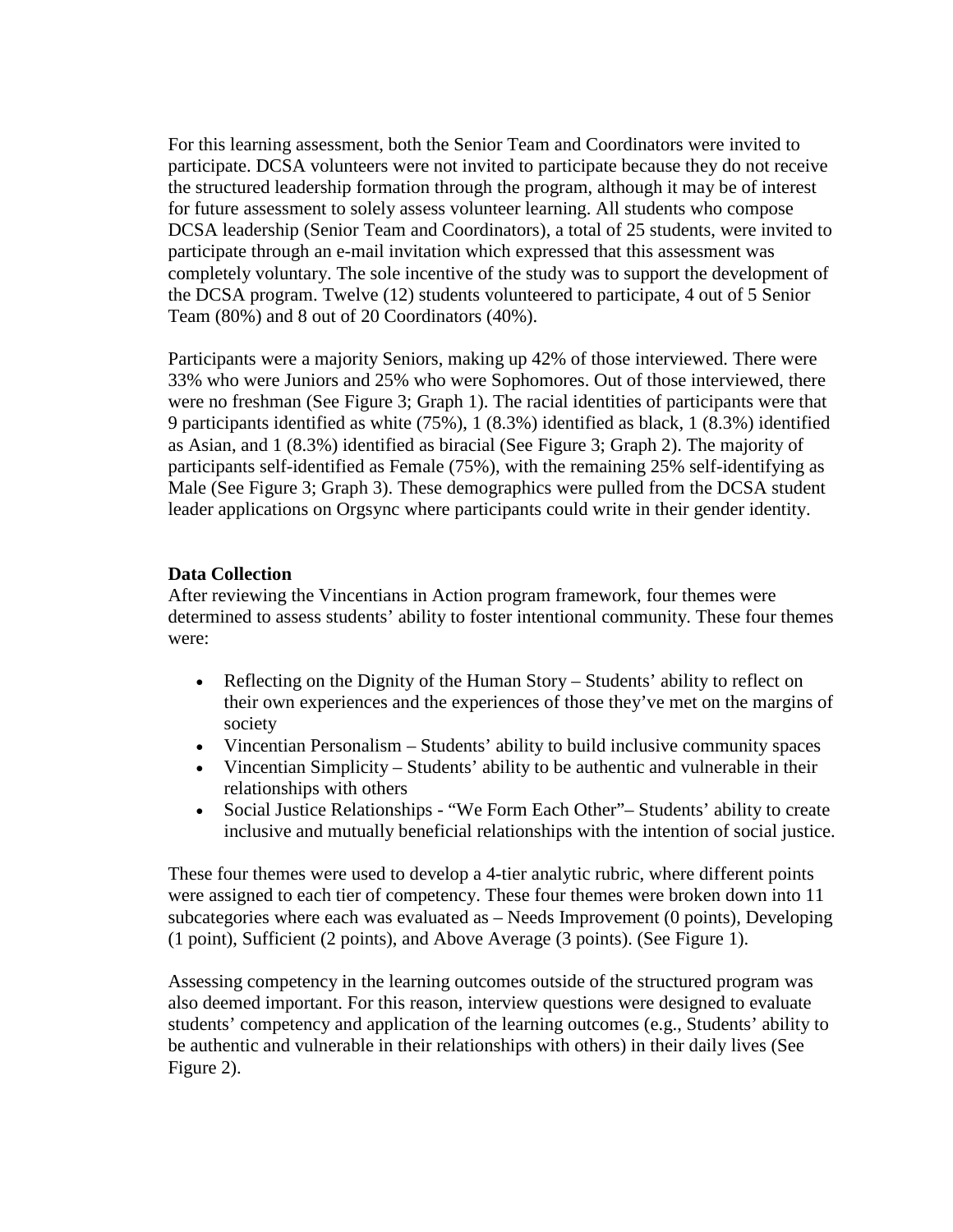For this learning assessment, both the Senior Team and Coordinators were invited to participate. DCSA volunteers were not invited to participate because they do not receive the structured leadership formation through the program, although it may be of interest for future assessment to solely assess volunteer learning. All students who compose DCSA leadership (Senior Team and Coordinators), a total of 25 students, were invited to participate through an e-mail invitation which expressed that this assessment was completely voluntary. The sole incentive of the study was to support the development of the DCSA program. Twelve (12) students volunteered to participate, 4 out of 5 Senior Team (80%) and 8 out of 20 Coordinators (40%).

Participants were a majority Seniors, making up 42% of those interviewed. There were 33% who were Juniors and 25% who were Sophomores. Out of those interviewed, there were no freshman (See Figure 3; Graph 1). The racial identities of participants were that 9 participants identified as white (75%), 1 (8.3%) identified as black, 1 (8.3%) identified as Asian, and 1 (8.3%) identified as biracial (See Figure 3; Graph 2). The majority of participants self-identified as Female (75%), with the remaining 25% self-identifying as Male (See Figure 3; Graph 3). These demographics were pulled from the DCSA student leader applications on Orgsync where participants could write in their gender identity.

**Data Collection**

After reviewing the Vincentians in Action program framework, four themes were determined to assess students' ability to foster intentional community. These four themes were:

- Reflecting on the Dignity of the Human Story – Students' ability to reflect on their own experiences and the experiences of those they've met on the margins of society
- Vincentian Personalism – Students' ability to build inclusive community spaces
- Vincentian Simplicity – Students' ability to be authentic and vulnerable in their relationships with others
- Social Justice Relationships - "We Form Each Other"– Students' ability to create inclusive and mutually beneficial relationships with the intention of social justice.

These four themes were used to develop a 4-tier analytic rubric, where different points were assigned to each tier of competency. These four themes were broken down into 11 subcategories where each was evaluated as – Needs Improvement (0 points), Developing (1 point), Sufficient (2 points), and Above Average (3 points). (See Figure 1).

Assessing competency in the learning outcomes outside of the structured program was also deemed important. For this reason, interview questions were designed to evaluate students' competency and application of the learning outcomes (e.g., Students' ability to be authentic and vulnerable in their relationships with others) in their daily lives (See Figure 2).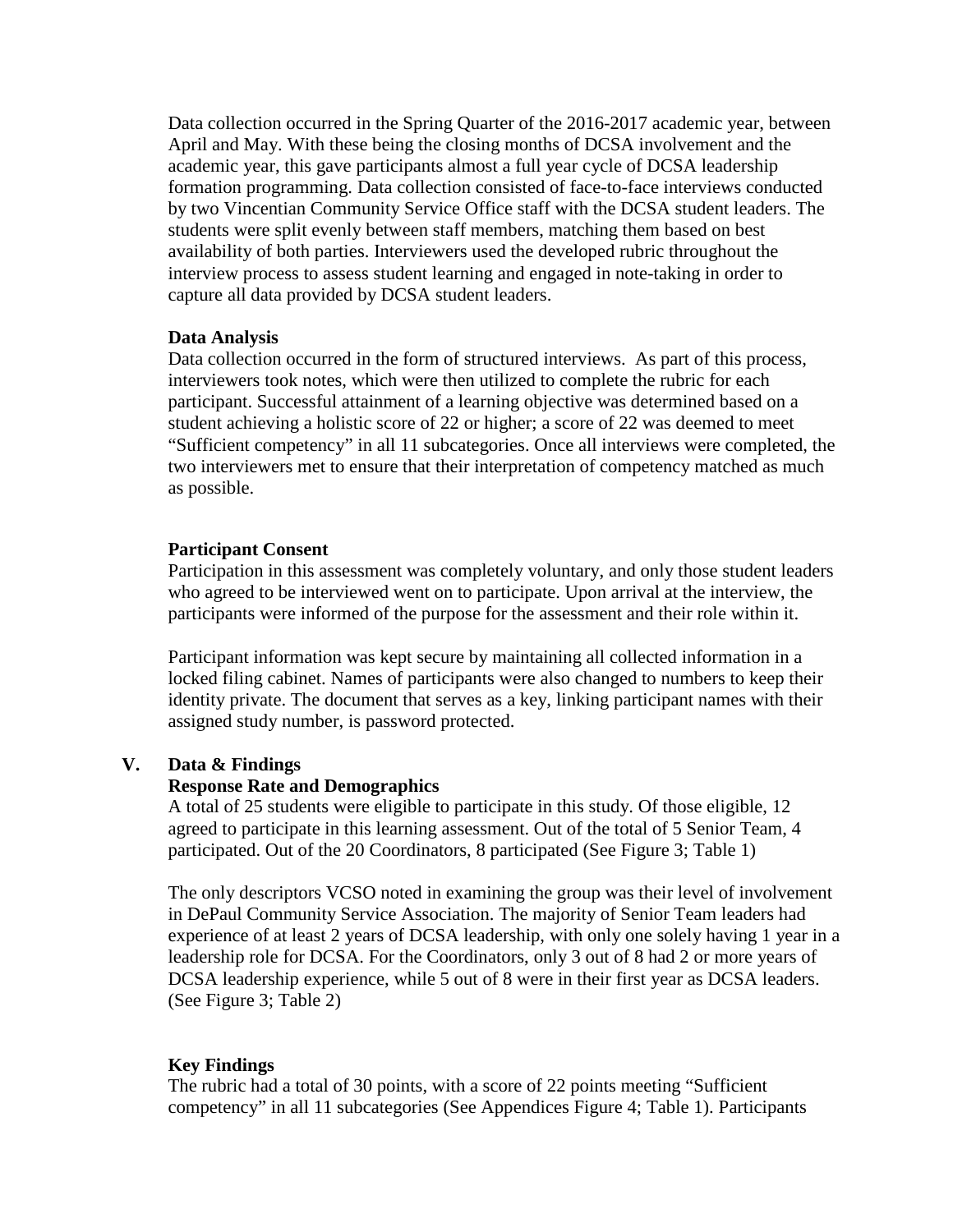Data collection occurred in the Spring Quarter of the 2016-2017 academic year, between April and May. With these being the closing months of DCSA involvement and the academic year, this gave participants almost a full year cycle of DCSA leadership formation programming. Data collection consisted of face-to-face interviews conducted by two Vincentian Community Service Office staff with the DCSA student leaders. The students were split evenly between staff members, matching them based on best availability of both parties. Interviewers used the developed rubric throughout the interview process to assess student learning and engaged in note-taking in order to capture all data provided by DCSA student leaders.

**Data Analysis**

Data collection occurred in the form of structured interviews. As part of this process, interviewers took notes, which were then utilized to complete the rubric for each participant. Successful attainment of a learning objective was determined based on a student achieving a holistic score of 22 or higher; a score of 22 was deemed to meet "Sufficient competency" in all 11 subcategories. Once all interviews were completed, the two interviewers met to ensure that their interpretation of competency matched as much as possible.

**Participant Consent**

Participation in this assessment was completely voluntary, and only those student leaders who agreed to be interviewed went on to participate. Upon arrival at the interview, the participants were informed of the purpose for the assessment and their role within it.

Participant information was kept secure by maintaining all collected information in a locked filing cabinet. Names of participants were also changed to numbers to keep their identity private. The document that serves as a key, linking participant names with their assigned study number, is password protected.

## V. Data & Findings

**Response Rate and Demographics**

A total of 25 students were eligible to participate in this study. Of those eligible, 12 agreed to participate in this learning assessment. Out of the total of 5 Senior Team, 4 participated. Out of the 20 Coordinators, 8 participated (See Figure 3; Table 1)

The only descriptors VCSO noted in examining the group was their level of involvement in DePaul Community Service Association. The majority of Senior Team leaders had experience of at least 2 years of DCSA leadership, with only one solely having 1 year in a leadership role for DCSA. For the Coordinators, only 3 out of 8 had 2 or more years of DCSA leadership experience, while 5 out of 8 were in their first year as DCSA leaders. (See Figure 3; Table 2)

**Key Findings**

The rubric had a total of 30 points, with a score of 22 points meeting "Sufficient competency" in all 11 subcategories (See Appendices Figure 4; Table 1). Participants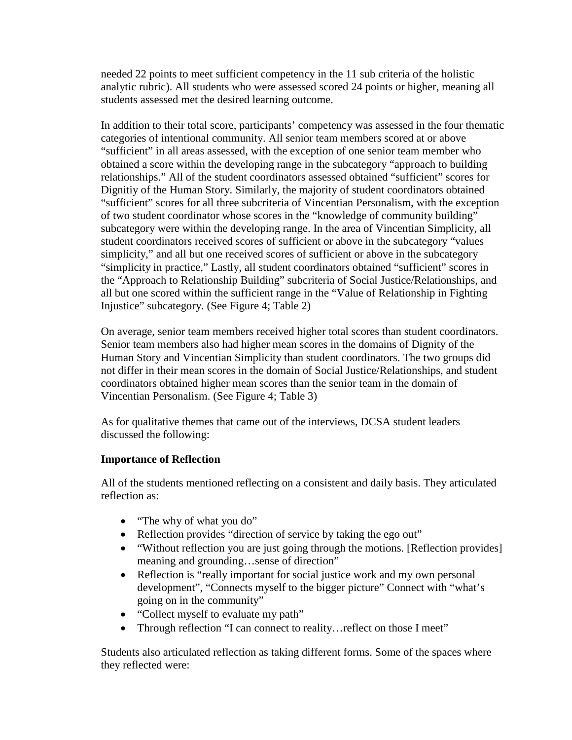needed 22 points to meet sufficient competency in the 11 sub criteria of the holistic analytic rubric). All students who were assessed scored 24 points or higher, meaning all students assessed met the desired learning outcome.

In addition to their total score, participants' competency was assessed in the four thematic categories of intentional community. All senior team members scored at or above "sufficient" in all areas assessed, with the exception of one senior team member who obtained a score within the developing range in the subcategory "approach to building relationships." All of the student coordinators assessed obtained "sufficient" scores for Dignitiy of the Human Story. Similarly, the majority of student coordinators obtained "sufficient" scores for all three subcriteria of Vincentian Personalism, with the exception of two student coordinator whose scores in the "knowledge of community building" subcategory were within the developing range. In the area of Vincentian Simplicity, all student coordinators received scores of sufficient or above in the subcategory "values simplicity," and all but one received scores of sufficient or above in the subcategory "simplicity in practice," Lastly, all student coordinators obtained "sufficient" scores in the "Approach to Relationship Building" subcriteria of Social Justice/Relationships, and all but one scored within the sufficient range in the "Value of Relationship in Fighting Injustice" subcategory. (See Figure 4; Table 2)

On average, senior team members received higher total scores than student coordinators. Senior team members also had higher mean scores in the domains of Dignity of the Human Story and Vincentian Simplicity than student coordinators. The two groups did not differ in their mean scores in the domain of Social Justice/Relationships, and student coordinators obtained higher mean scores than the senior team in the domain of Vincentian Personalism. (See Figure 4; Table 3)

As for qualitative themes that came out of the interviews, DCSA student leaders discussed the following:

**Importance of Reflection**

All of the students mentioned reflecting on a consistent and daily basis. They articulated reflection as:

- "The why of what you do"
- Reflection provides "direction of service by taking the ego out"
- "Without reflection you are just going through the motions. [Reflection provides] meaning and grounding…sense of direction"
- Reflection is "really important for social justice work and my own personal development", "Connects myself to the bigger picture" Connect with "what's going on in the community"
- "Collect myself to evaluate my path"
- Through reflection "I can connect to reality…reflect on those I meet"

Students also articulated reflection as taking different forms. Some of the spaces where they reflected were: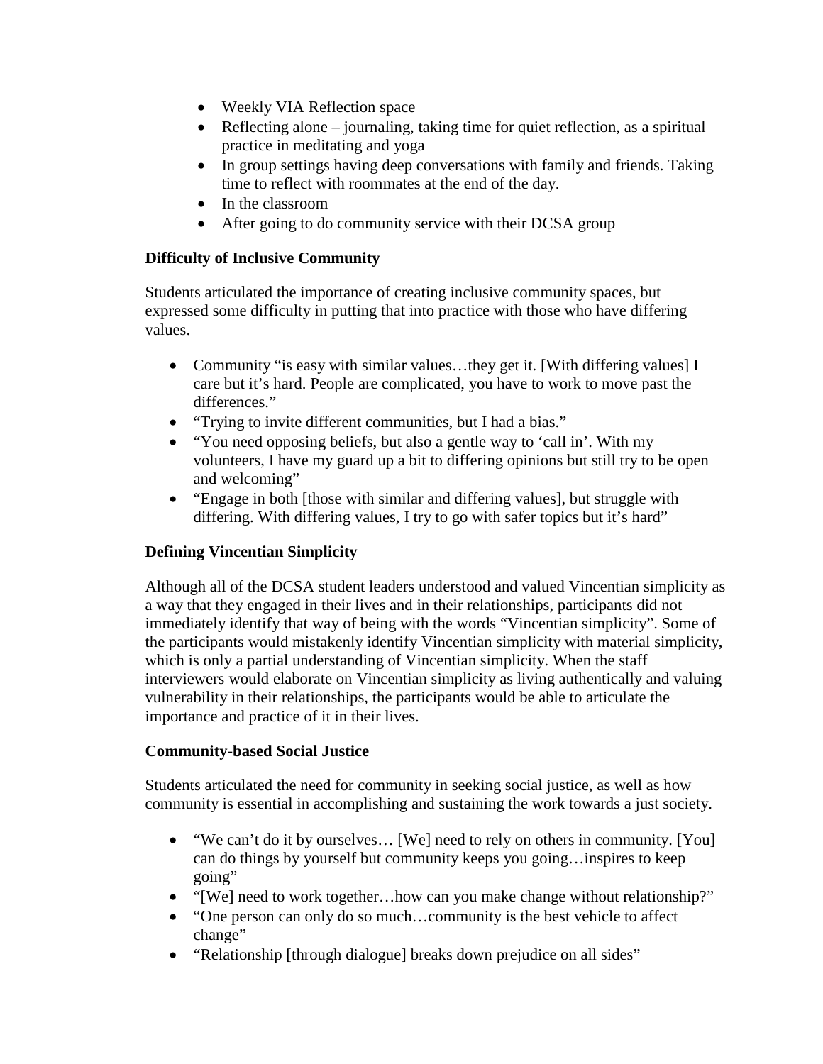- Weekly VIA Reflection space
- Reflecting alone – journaling, taking time for quiet reflection, as a spiritual practice in meditating and yoga
- In group settings having deep conversations with family and friends. Taking time to reflect with roommates at the end of the day.
- In the classroom
- After going to do community service with their DCSA group

**Difficulty of Inclusive Community**

Students articulated the importance of creating inclusive community spaces, but expressed some difficulty in putting that into practice with those who have differing values.

- Community "is easy with similar values…they get it. [With differing values] I care but it's hard. People are complicated, you have to work to move past the differences."
- "Trying to invite different communities, but I had a bias."
- "You need opposing beliefs, but also a gentle way to 'call in'. With my volunteers, I have my guard up a bit to differing opinions but still try to be open and welcoming"
- "Engage in both [those with similar and differing values], but struggle with differing. With differing values, I try to go with safer topics but it's hard"

**Defining Vincentian Simplicity**

Although all of the DCSA student leaders understood and valued Vincentian simplicity as a way that they engaged in their lives and in their relationships, participants did not immediately identify that way of being with the words "Vincentian simplicity". Some of the participants would mistakenly identify Vincentian simplicity with material simplicity, which is only a partial understanding of Vincentian simplicity. When the staff interviewers would elaborate on Vincentian simplicity as living authentically and valuing vulnerability in their relationships, the participants would be able to articulate the importance and practice of it in their lives.

**Community-based Social Justice**

Students articulated the need for community in seeking social justice, as well as how community is essential in accomplishing and sustaining the work towards a just society.

- "We can't do it by ourselves… [We] need to rely on others in community. [You] can do things by yourself but community keeps you going…inspires to keep going"
- "[We] need to work together…how can you make change without relationship?"
- "One person can only do so much…community is the best vehicle to affect change"
- "Relationship [through dialogue] breaks down prejudice on all sides"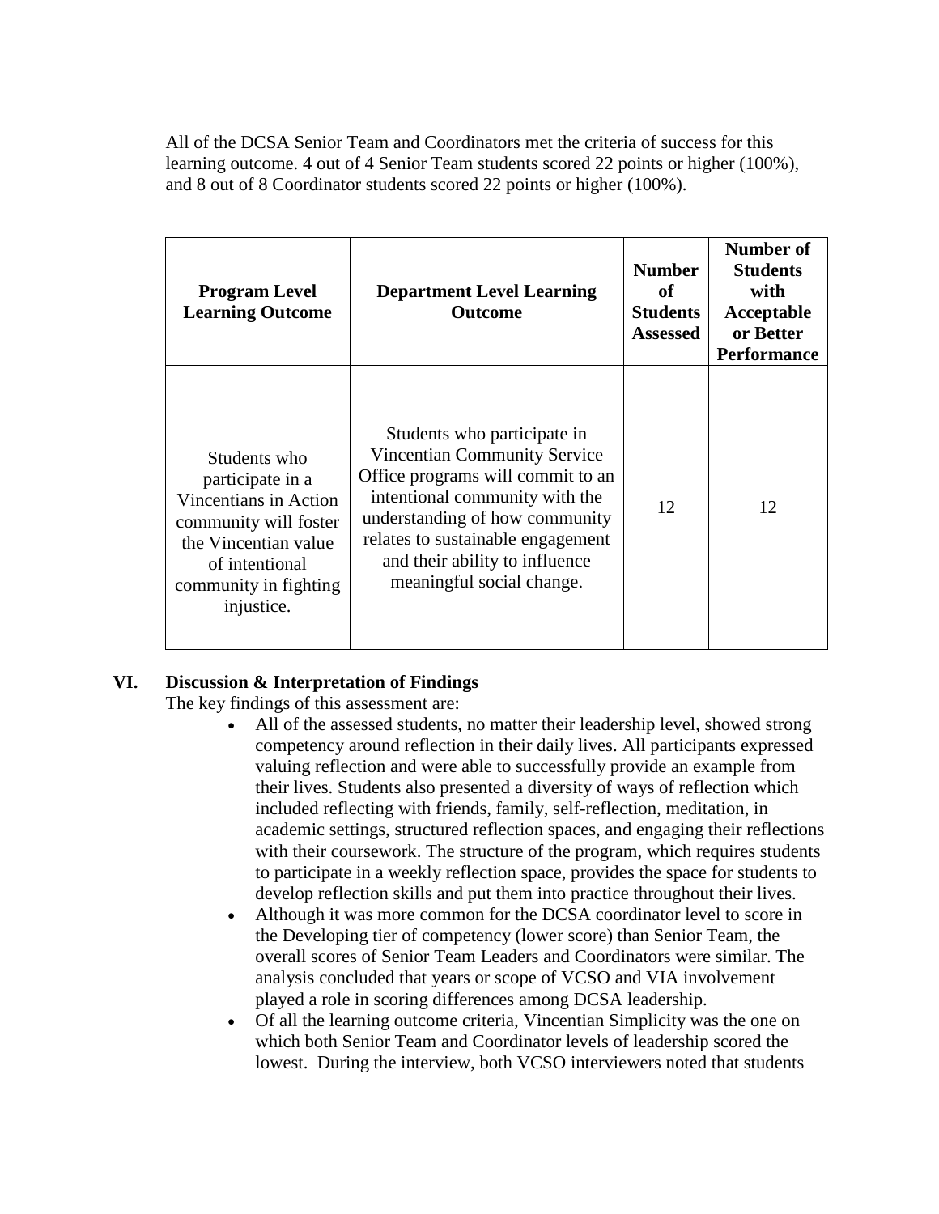All of the DCSA Senior Team and Coordinators met the criteria of success for this learning outcome. 4 out of 4 Senior Team students scored 22 points or higher (100%), and 8 out of 8 Coordinator students scored 22 points or higher (100%).

| Program Level Learning Outcome | Department Level Learning Outcome | Number of Students Assessed | Number of Students with Acceptable or Better Performance |
|---|---|---|---|
| Students who participate in a Vincentians in Action community will foster the Vincentian value of intentional community in fighting injustice. | Students who participate in Vincentian Community Service Office programs will commit to an intentional community with the understanding of how community relates to sustainable engagement and their ability to influence meaningful social change. | 12 | 12 |

## VI. Discussion & Interpretation of Findings

The key findings of this assessment are:

- All of the assessed students, no matter their leadership level, showed strong competency around reflection in their daily lives. All participants expressed valuing reflection and were able to successfully provide an example from their lives. Students also presented a diversity of ways of reflection which included reflecting with friends, family, self-reflection, meditation, in academic settings, structured reflection spaces, and engaging their reflections with their coursework. The structure of the program, which requires students to participate in a weekly reflection space, provides the space for students to develop reflection skills and put them into practice throughout their lives.
- Although it was more common for the DCSA coordinator level to score in the Developing tier of competency (lower score) than Senior Team, the overall scores of Senior Team Leaders and Coordinators were similar. The analysis concluded that years or scope of VCSO and VIA involvement played a role in scoring differences among DCSA leadership.
- Of all the learning outcome criteria, Vincentian Simplicity was the one on which both Senior Team and Coordinator levels of leadership scored the lowest. During the interview, both VCSO interviewers noted that students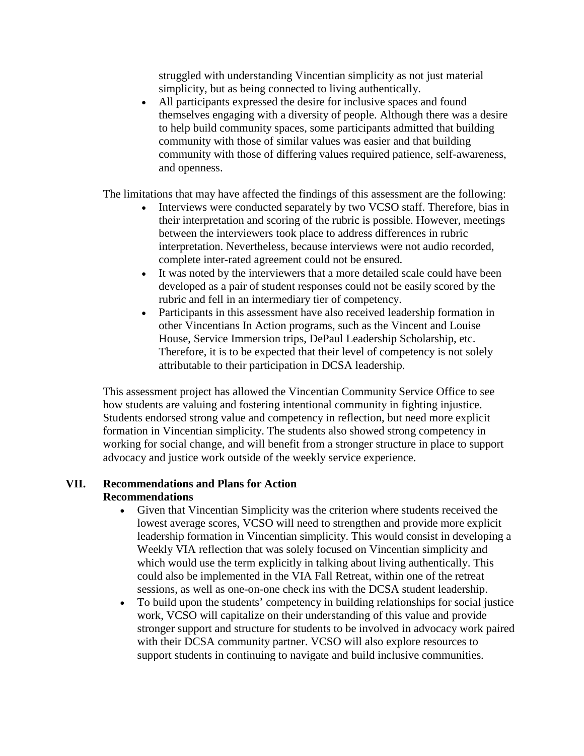struggled with understanding Vincentian simplicity as not just material simplicity, but as being connected to living authentically.
- All participants expressed the desire for inclusive spaces and found themselves engaging with a diversity of people. Although there was a desire to help build community spaces, some participants admitted that building community with those of similar values was easier and that building community with those of differing values required patience, self-awareness, and openness.

The limitations that may have affected the findings of this assessment are the following:

- Interviews were conducted separately by two VCSO staff. Therefore, bias in their interpretation and scoring of the rubric is possible. However, meetings between the interviewers took place to address differences in rubric interpretation. Nevertheless, because interviews were not audio recorded, complete inter-rated agreement could not be ensured.
- It was noted by the interviewers that a more detailed scale could have been developed as a pair of student responses could not be easily scored by the rubric and fell in an intermediary tier of competency.
- Participants in this assessment have also received leadership formation in other Vincentians In Action programs, such as the Vincent and Louise House, Service Immersion trips, DePaul Leadership Scholarship, etc. Therefore, it is to be expected that their level of competency is not solely attributable to their participation in DCSA leadership.

This assessment project has allowed the Vincentian Community Service Office to see how students are valuing and fostering intentional community in fighting injustice. Students endorsed strong value and competency in reflection, but need more explicit formation in Vincentian simplicity. The students also showed strong competency in working for social change, and will benefit from a stronger structure in place to support advocacy and justice work outside of the weekly service experience.

## VII. Recommendations and Plans for Action

### Recommendations

- Given that Vincentian Simplicity was the criterion where students received the lowest average scores, VCSO will need to strengthen and provide more explicit leadership formation in Vincentian simplicity. This would consist in developing a Weekly VIA reflection that was solely focused on Vincentian simplicity and which would use the term explicitly in talking about living authentically. This could also be implemented in the VIA Fall Retreat, within one of the retreat sessions, as well as one-on-one check ins with the DCSA student leadership.
- To build upon the students' competency in building relationships for social justice work, VCSO will capitalize on their understanding of this value and provide stronger support and structure for students to be involved in advocacy work paired with their DCSA community partner. VCSO will also explore resources to support students in continuing to navigate and build inclusive communities.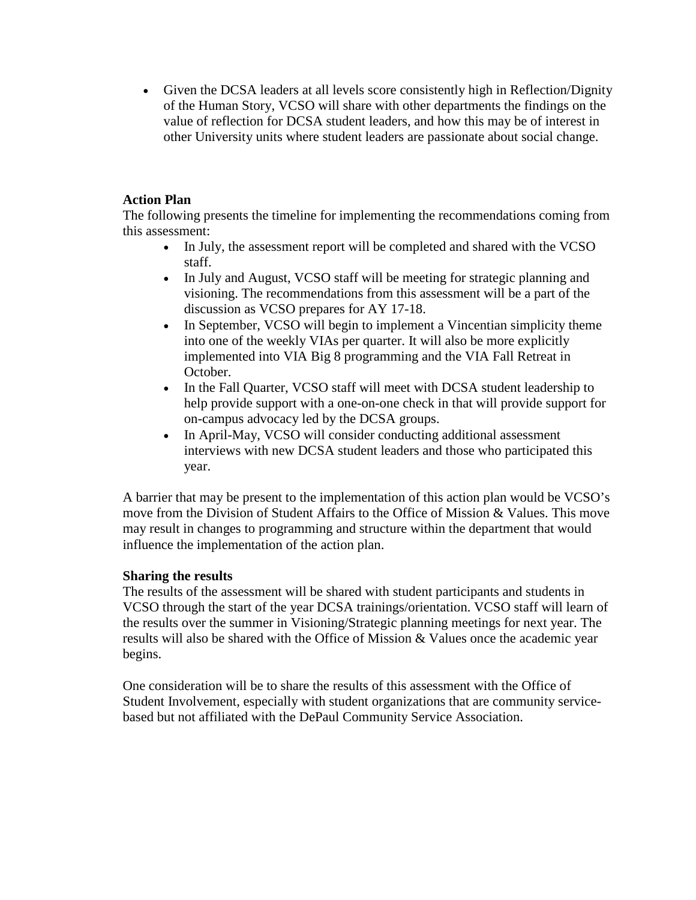- Given the DCSA leaders at all levels score consistently high in Reflection/Dignity of the Human Story, VCSO will share with other departments the findings on the value of reflection for DCSA student leaders, and how this may be of interest in other University units where student leaders are passionate about social change.

**Action Plan**

The following presents the timeline for implementing the recommendations coming from this assessment:

- In July, the assessment report will be completed and shared with the VCSO staff.
- In July and August, VCSO staff will be meeting for strategic planning and visioning. The recommendations from this assessment will be a part of the discussion as VCSO prepares for AY 17-18.
- In September, VCSO will begin to implement a Vincentian simplicity theme into one of the weekly VIAs per quarter. It will also be more explicitly implemented into VIA Big 8 programming and the VIA Fall Retreat in October.
- In the Fall Quarter, VCSO staff will meet with DCSA student leadership to help provide support with a one-on-one check in that will provide support for on-campus advocacy led by the DCSA groups.
- In April-May, VCSO will consider conducting additional assessment interviews with new DCSA student leaders and those who participated this year.

A barrier that may be present to the implementation of this action plan would be VCSO's move from the Division of Student Affairs to the Office of Mission & Values. This move may result in changes to programming and structure within the department that would influence the implementation of the action plan.

**Sharing the results**

The results of the assessment will be shared with student participants and students in VCSO through the start of the year DCSA trainings/orientation. VCSO staff will learn of the results over the summer in Visioning/Strategic planning meetings for next year. The results will also be shared with the Office of Mission & Values once the academic year begins.

One consideration will be to share the results of this assessment with the Office of Student Involvement, especially with student organizations that are community service-based but not affiliated with the DePaul Community Service Association.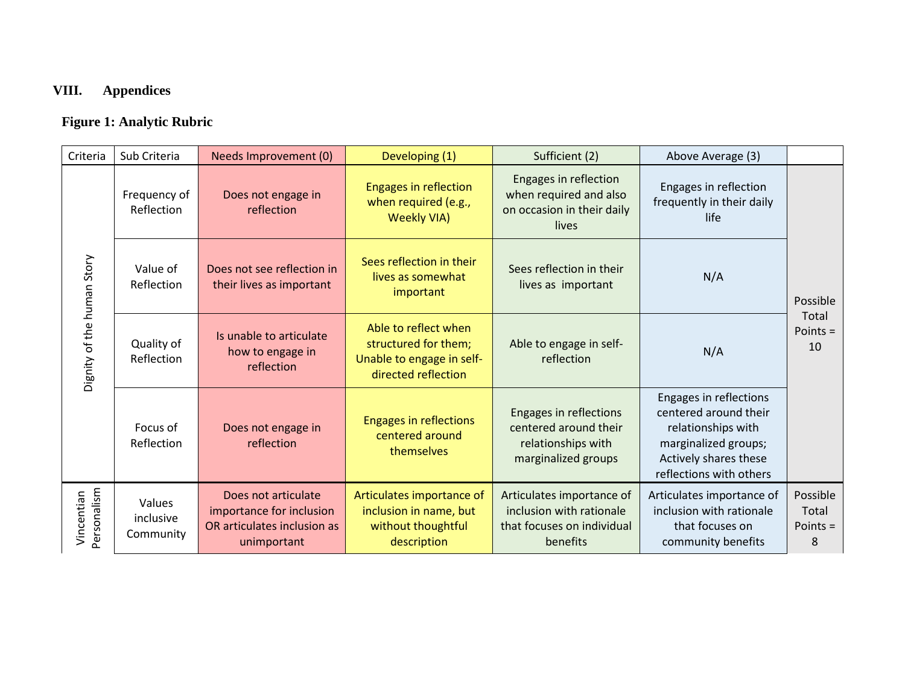## VIII. Appendices

### Figure 1: Analytic Rubric

| Criteria | Sub Criteria | Needs Improvement (0) | Developing (1) | Sufficient (2) | Above Average (3) | |
|---|---|---|---|---|---|---|
| Dignity of the human Story | Frequency of Reflection | Does not engage in reflection | Engages in reflection when required (e.g., Weekly VIA) | Engages in reflection when required and also on occasion in their daily lives | Engages in reflection frequently in their daily life | Possible Total Points = 10 |
| | Value of Reflection | Does not see reflection in their lives as important | Sees reflection in their lives as somewhat important | Sees reflection in their lives as important | N/A | |
| | Quality of Reflection | Is unable to articulate how to engage in reflection | Able to reflect when structured for them; Unable to engage in self-directed reflection | Able to engage in self-reflection | N/A | |
| | Focus of Reflection | Does not engage in reflection | Engages in reflections centered around themselves | Engages in reflections centered around their relationships with marginalized groups | Engages in reflections centered around their relationships with marginalized groups; Actively shares these reflections with others | |
| Vincentian Personalism | Values inclusive Community | Does not articulate importance for inclusion OR articulates inclusion as unimportant | Articulates importance of inclusion in name, but without thoughtful description | Articulates importance of inclusion with rationale that focuses on individual benefits | Articulates importance of inclusion with rationale that focuses on community benefits | Possible Total Points = 8 |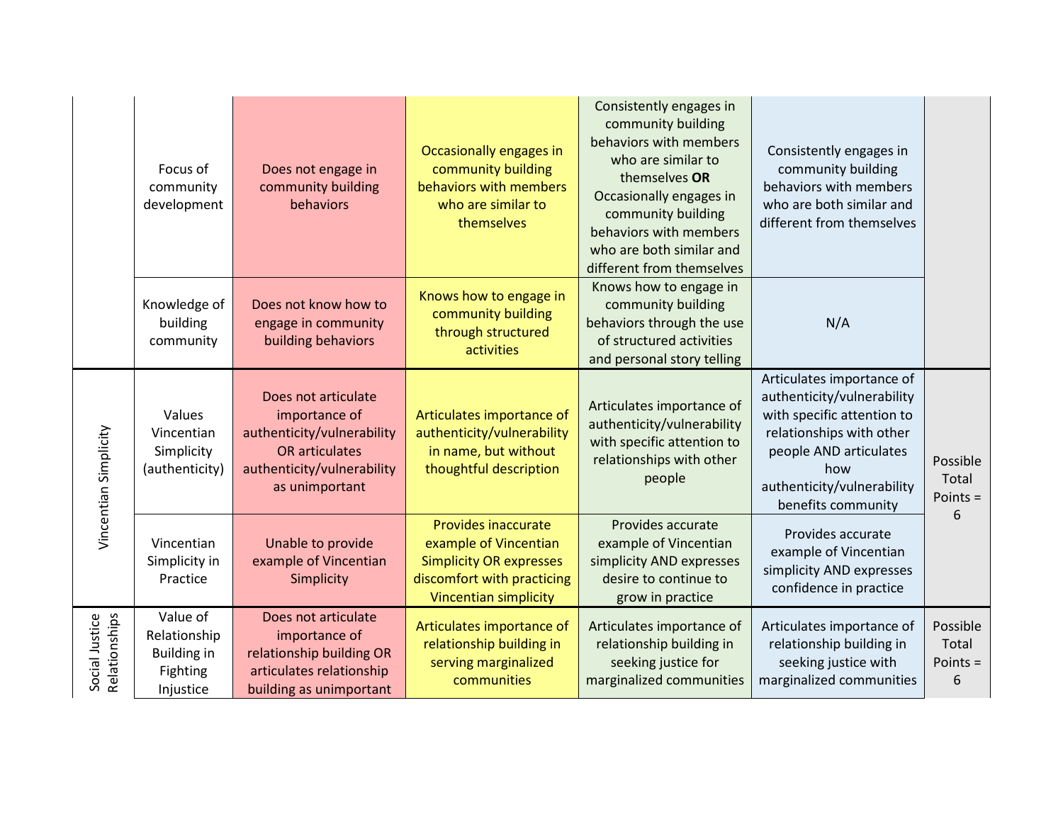| | | | | | | |
|---|---|---|---|---|---|---|
| | Focus of community development | Does not engage in community building behaviors | Occasionally engages in community building behaviors with members who are similar to themselves | Consistently engages in community building behaviors with members who are similar to themselves **OR** Occasionally engages in community building behaviors with members who are both similar and different from themselves | Consistently engages in community building behaviors with members who are both similar and different from themselves | |
| | Knowledge of building community | Does not know how to engage in community building behaviors | Knows how to engage in community building through structured activities | Knows how to engage in community building behaviors through the use of structured activities and personal story telling | N/A | |
| Vincentian Simplicity | Values Vincentian Simplicity (authenticity) | Does not articulate importance of authenticity/vulnerability OR articulates authenticity/vulnerability as unimportant | Articulates importance of authenticity/vulnerability in name, but without thoughtful description | Articulates importance of authenticity/vulnerability with specific attention to relationships with other people | Articulates importance of authenticity/vulnerability with specific attention to relationships with other people AND articulates how authenticity/vulnerability benefits community | Possible Total Points = 6 |
| | Vincentian Simplicity in Practice | Unable to provide example of Vincentian Simplicity | Provides inaccurate example of Vincentian Simplicity OR expresses discomfort with practicing Vincentian simplicity | Provides accurate example of Vincentian simplicity AND expresses desire to continue to grow in practice | Provides accurate example of Vincentian simplicity AND expresses confidence in practice | |
| Social Justice Relationships | Value of Relationship Building in Fighting Injustice | Does not articulate importance of relationship building OR articulates relationship building as unimportant | Articulates importance of relationship building in serving marginalized communities | Articulates importance of relationship building in seeking justice for marginalized communities | Articulates importance of relationship building in seeking justice with marginalized communities | Possible Total Points = 6 |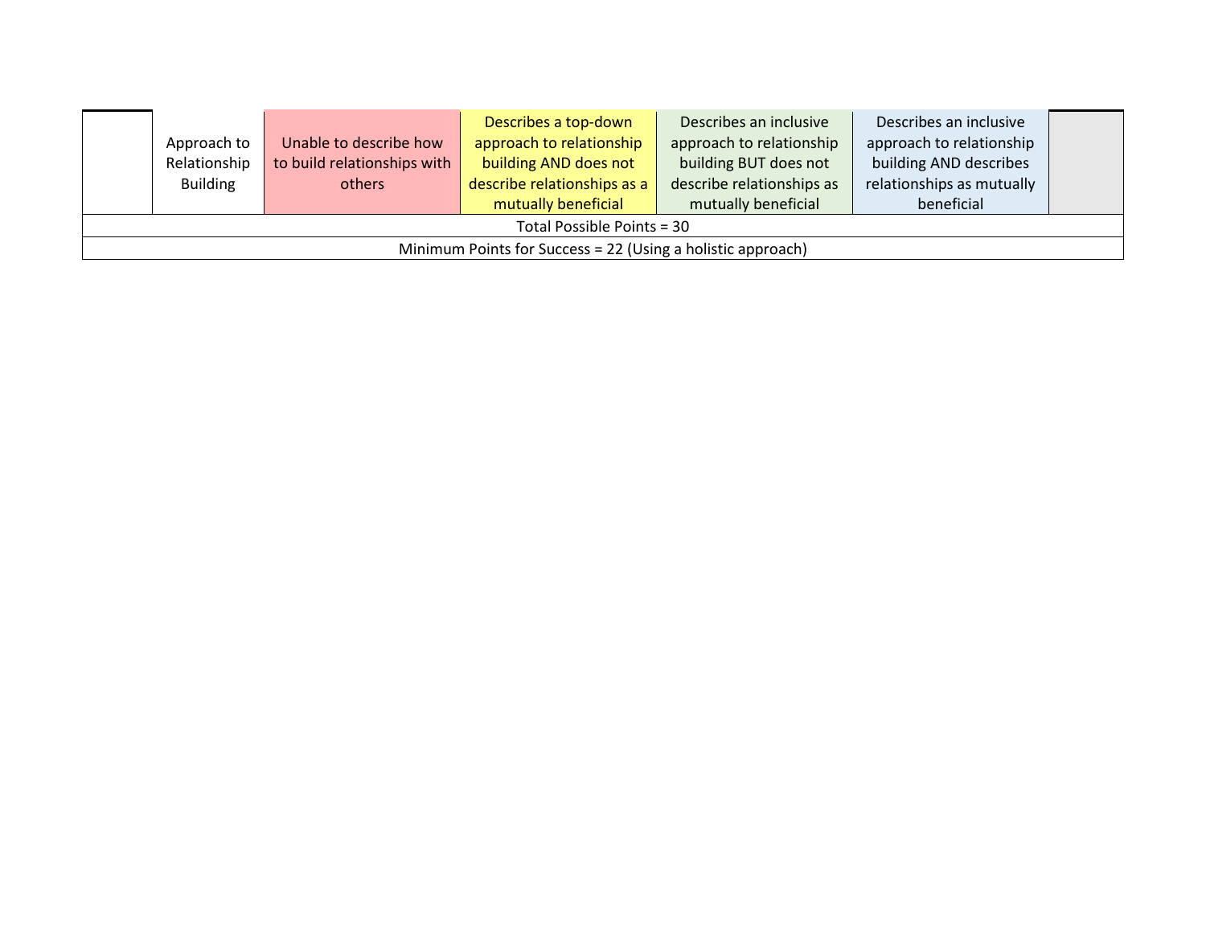| | | | | | | |
|---|---|---|---|---|---|---|
| | Approach to Relationship Building | Unable to describe how to build relationships with others | Describes a top-down approach to relationship building AND does not describe relationships as a mutually beneficial | Describes an inclusive approach to relationship building BUT does not describe relationships as mutually beneficial | Describes an inclusive approach to relationship building AND describes relationships as mutually beneficial | |
| Total Possible Points = 30 | | | | | | |
| Minimum Points for Success = 22 (Using a holistic approach) | | | | | | |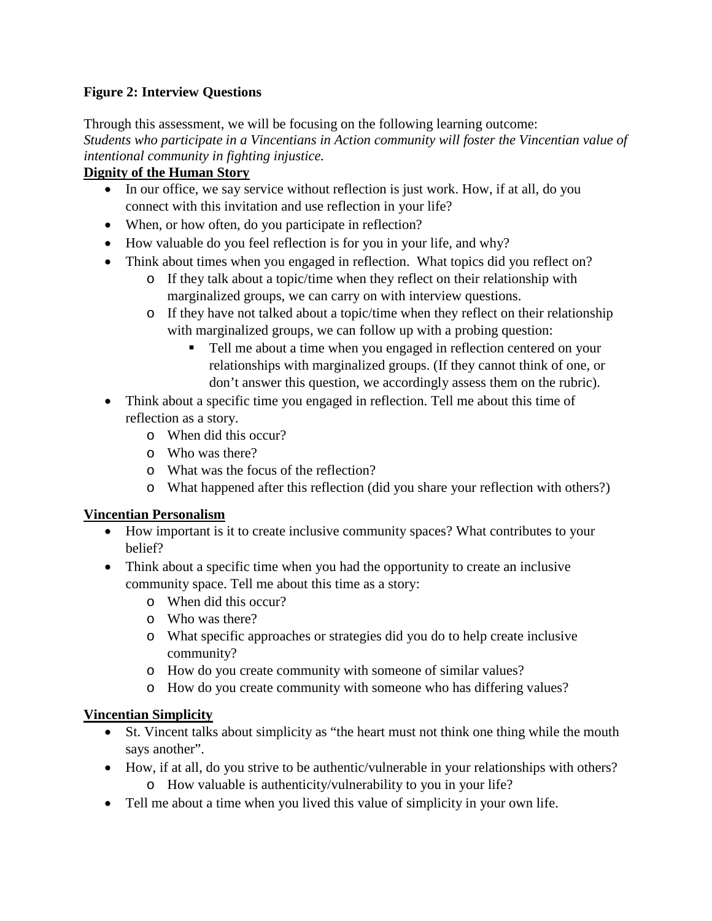**Figure 2: Interview Questions**

Through this assessment, we will be focusing on the following learning outcome:
*Students who participate in a Vincentians in Action community will foster the Vincentian value of intentional community in fighting injustice.*

**Dignity of the Human Story**

- In our office, we say service without reflection is just work. How, if at all, do you connect with this invitation and use reflection in your life?
- When, or how often, do you participate in reflection?
- How valuable do you feel reflection is for you in your life, and why?
- Think about times when you engaged in reflection. What topics did you reflect on?
    - If they talk about a topic/time when they reflect on their relationship with marginalized groups, we can carry on with interview questions.
    - If they have not talked about a topic/time when they reflect on their relationship with marginalized groups, we can follow up with a probing question:
        - Tell me about a time when you engaged in reflection centered on your relationships with marginalized groups. (If they cannot think of one, or don't answer this question, we accordingly assess them on the rubric).
- Think about a specific time you engaged in reflection. Tell me about this time of reflection as a story.
    - When did this occur?
    - Who was there?
    - What was the focus of the reflection?
    - What happened after this reflection (did you share your reflection with others?)

**Vincentian Personalism**

- How important is it to create inclusive community spaces? What contributes to your belief?
- Think about a specific time when you had the opportunity to create an inclusive community space. Tell me about this time as a story:
    - When did this occur?
    - Who was there?
    - What specific approaches or strategies did you do to help create inclusive community?
    - How do you create community with someone of similar values?
    - How do you create community with someone who has differing values?

**Vincentian Simplicity**

- St. Vincent talks about simplicity as "the heart must not think one thing while the mouth says another".
- How, if at all, do you strive to be authentic/vulnerable in your relationships with others?
    - How valuable is authenticity/vulnerability to you in your life?
- Tell me about a time when you lived this value of simplicity in your own life.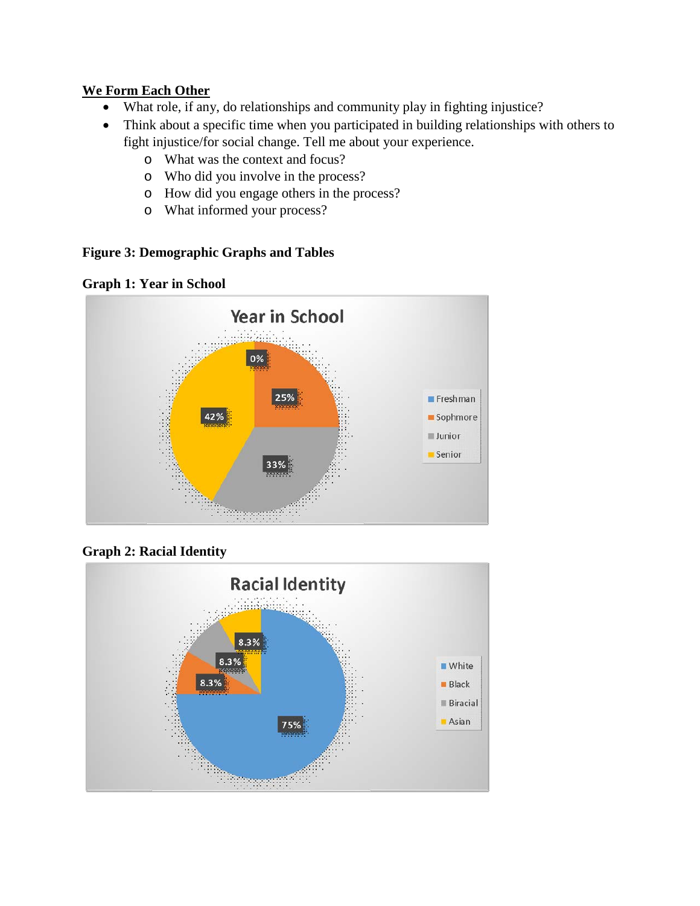**We Form Each Other**

- What role, if any, do relationships and community play in fighting injustice?
- Think about a specific time when you participated in building relationships with others to fight injustice/for social change. Tell me about your experience.
  - What was the context and focus?
  - Who did you involve in the process?
  - How did you engage others in the process?
  - What informed your process?

**Figure 3: Demographic Graphs and Tables**

**Graph 1: Year in School**

Year in School

0%
25%
42%
33%

Freshman
Sophmore
Junior
Senior

**Graph 2: Racial Identity**

Racial Identity

8.3%
8.3%
8.3%
75%

White
Black
Biracial
Asian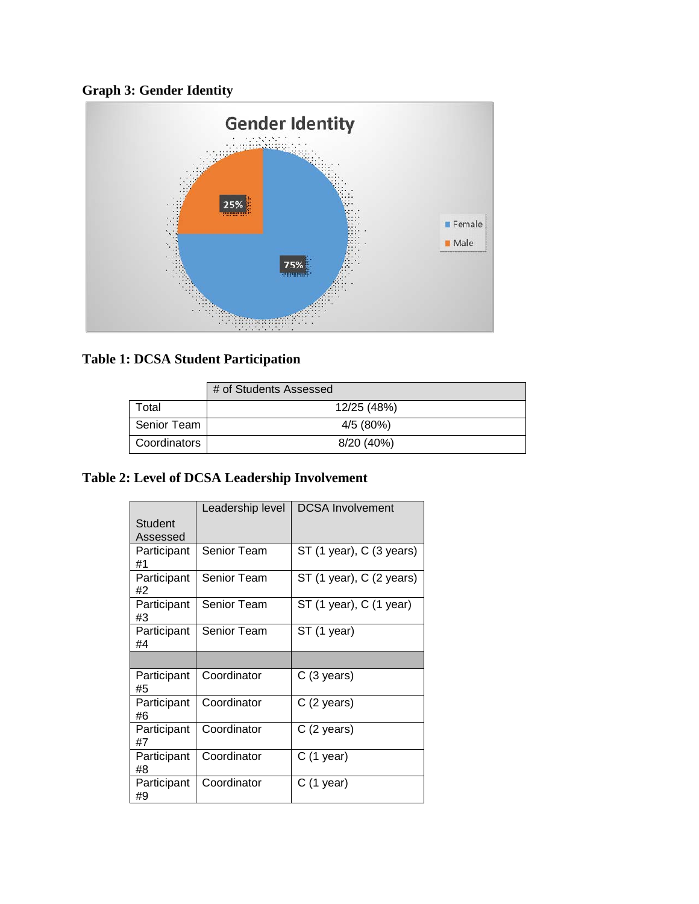**Graph 3: Gender Identity**

Gender Identity

25%

75%

Female
Male

**Table 1: DCSA Student Participation**

| | # of Students Assessed |
|---|---|
| Total | 12/25 (48%) |
| Senior Team | 4/5 (80%) |
| Coordinators | 8/20 (40%) |

**Table 2: Level of DCSA Leadership Involvement**

| Student Assessed | Leadership level | DCSA Involvement |
|---|---|---|
| Participant #1 | Senior Team | ST (1 year), C (3 years) |
| Participant #2 | Senior Team | ST (1 year), C (2 years) |
| Participant #3 | Senior Team | ST (1 year), C (1 year) |
| Participant #4 | Senior Team | ST (1 year) |
| | | |
| Participant #5 | Coordinator | C (3 years) |
| Participant #6 | Coordinator | C (2 years) |
| Participant #7 | Coordinator | C (2 years) |
| Participant #8 | Coordinator | C (1 year) |
| Participant #9 | Coordinator | C (1 year) |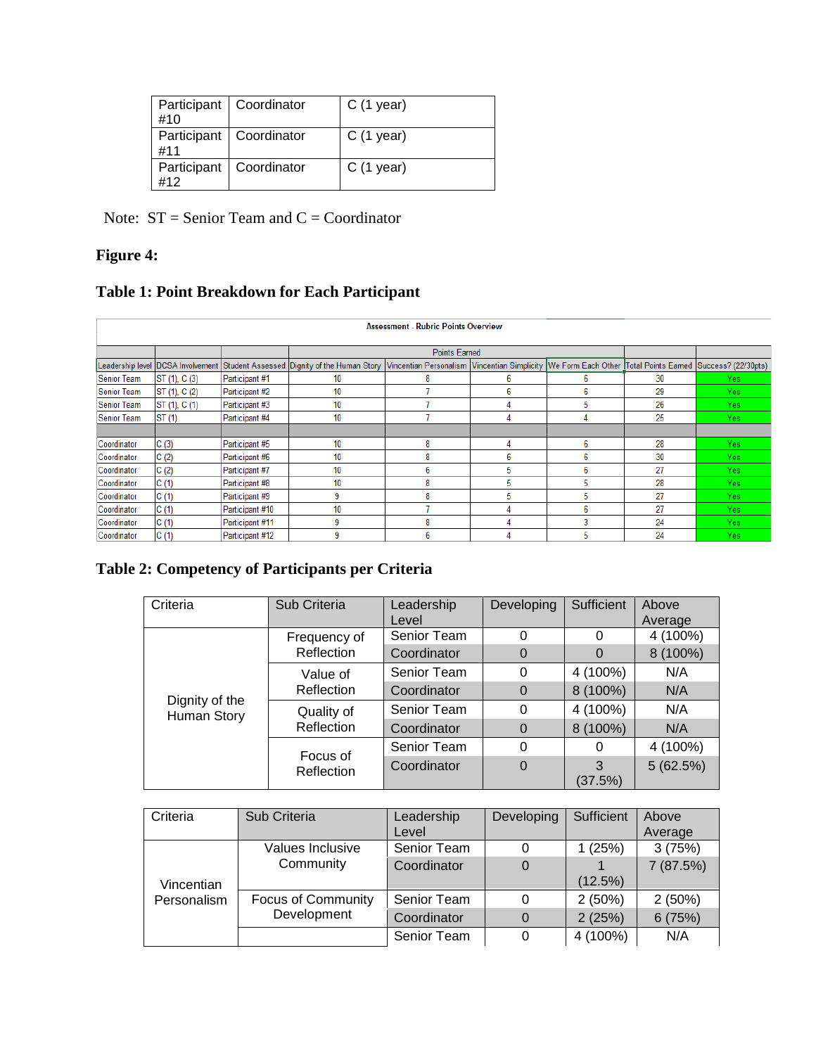| | | |
|---|---|---|
| Participant #10 | Coordinator | C (1 year) |
| Participant #11 | Coordinator | C (1 year) |
| Participant #12 | Coordinator | C (1 year) |

Note: ST = Senior Team and C = Coordinator

**Figure 4:**

**Table 1: Point Breakdown for Each Participant**

| Assessment - Rubric Points Overview | | | | | | | | |
|---|---|---|---|---|---|---|---|---|
| | | | Points Earned | | | | | |
| Leadership level | DCSA Involvement | Student Assessed | Dignity of the Human Story | Vincentian Personalism | Vincentian Simplicity | We Form Each Other | Total Points Earned | Success? (22/30pts) |
| Senior Team | ST (1), C (3) | Participant #1 | 10 | 8 | 6 | 6 | 30 | Yes |
| Senior Team | ST (1), C (2) | Participant #2 | 10 | 7 | 6 | 6 | 29 | Yes |
| Senior Team | ST (1), C (1) | Participant #3 | 10 | 7 | 4 | 5 | 26 | Yes |
| Senior Team | ST (1) | Participant #4 | 10 | 7 | 4 | 4 | 25 | Yes |
| | | | | | | | | |
| Coordinator | C (3) | Participant #5 | 10 | 8 | 4 | 6 | 28 | Yes |
| Coordinator | C (2) | Participant #6 | 10 | 8 | 6 | 6 | 30 | Yes |
| Coordinator | C (2) | Participant #7 | 10 | 6 | 5 | 6 | 27 | Yes |
| Coordinator | C (1) | Participant #8 | 10 | 8 | 5 | 5 | 28 | Yes |
| Coordinator | C (1) | Participant #9 | 9 | 8 | 5 | 5 | 27 | Yes |
| Coordinator | C (1) | Participant #10 | 10 | 7 | 4 | 6 | 27 | Yes |
| Coordinator | C (1) | Participant #11 | 9 | 8 | 4 | 3 | 24 | Yes |
| Coordinator | C (1) | Participant #12 | 9 | 6 | 4 | 5 | 24 | Yes |

**Table 2: Competency of Participants per Criteria**

| Criteria | Sub Criteria | Leadership Level | Developing | Sufficient | Above Average |
|---|---|---|---|---|---|
| Dignity of the Human Story | Frequency of Reflection | Senior Team | 0 | 0 | 4 (100%) |
| | | Coordinator | 0 | 0 | 8 (100%) |
| | Value of Reflection | Senior Team | 0 | 4 (100%) | N/A |
| | | Coordinator | 0 | 8 (100%) | N/A |
| | Quality of Reflection | Senior Team | 0 | 4 (100%) | N/A |
| | | Coordinator | 0 | 8 (100%) | N/A |
| | Focus of Reflection | Senior Team | 0 | 0 | 4 (100%) |
| | | Coordinator | 0 | 3 (37.5%) | 5 (62.5%) |

| Criteria | Sub Criteria | Leadership Level | Developing | Sufficient | Above Average |
|---|---|---|---|---|---|
| Vincentian Personalism | Values Inclusive Community | Senior Team | 0 | 1 (25%) | 3 (75%) |
| | | Coordinator | 0 | 1 (12.5%) | 7 (87.5%) |
| | Focus of Community Development | Senior Team | 0 | 2 (50%) | 2 (50%) |
| | | Coordinator | 0 | 2 (25%) | 6 (75%) |
| | | Senior Team | 0 | 4 (100%) | N/A |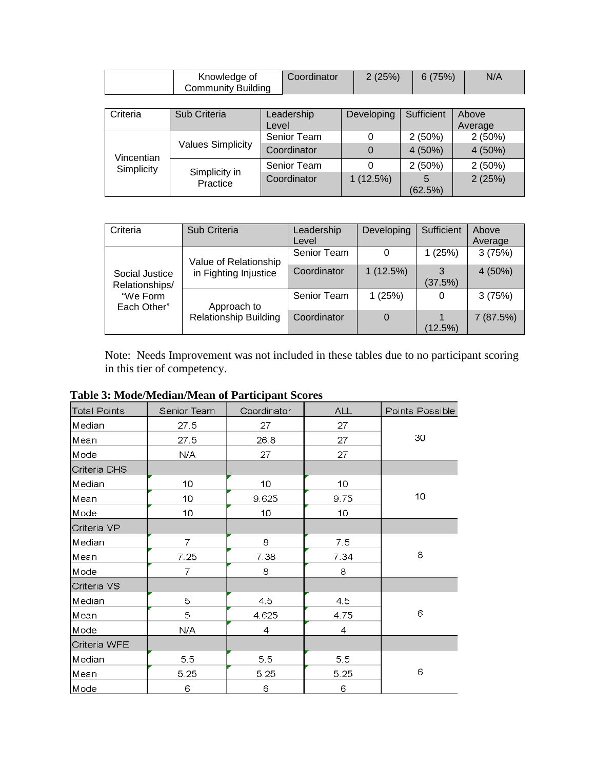| | | | | | |
|---|---|---|---|---|---|
| | Knowledge of Community Building | Coordinator | 2 (25%) | 6 (75%) | N/A |

| Criteria | Sub Criteria | Leadership Level | Developing | Sufficient | Above Average |
|---|---|---|---|---|---|
| Vincentian Simplicity | Values Simplicity | Senior Team | 0 | 2 (50%) | 2 (50%) |
| | | Coordinator | 0 | 4 (50%) | 4 (50%) |
| | Simplicity in Practice | Senior Team | 0 | 2 (50%) | 2 (50%) |
| | | Coordinator | 1 (12.5%) | 5 (62.5%) | 2 (25%) |

| Criteria | Sub Criteria | Leadership Level | Developing | Sufficient | Above Average |
|---|---|---|---|---|---|
| Social Justice Relationships/ "We Form Each Other" | Value of Relationship in Fighting Injustice | Senior Team | 0 | 1 (25%) | 3 (75%) |
| | | Coordinator | 1 (12.5%) | 3 (37.5%) | 4 (50%) |
| | Approach to Relationship Building | Senior Team | 1 (25%) | 0 | 3 (75%) |
| | | Coordinator | 0 | 1 (12.5%) | 7 (87.5%) |

Note: Needs Improvement was not included in these tables due to no participant scoring in this tier of competency.

**Table 3: Mode/Median/Mean of Participant Scores**

| Total Points | Senior Team | Coordinator | ALL | Points Possible |
|---|---|---|---|---|
| Median | 27.5 | 27 | 27 | 30 |
| Mean | 27.5 | 26.8 | 27 | |
| Mode | N/A | 27 | 27 | |
| Criteria DHS | | | | |
| Median | 10 | 10 | 10 | 10 |
| Mean | 10 | 9.625 | 9.75 | |
| Mode | 10 | 10 | 10 | |
| Criteria VP | | | | |
| Median | 7 | 8 | 7.5 | 8 |
| Mean | 7.25 | 7.38 | 7.34 | |
| Mode | 7 | 8 | 8 | |
| Criteria VS | | | | |
| Median | 5 | 4.5 | 4.5 | 6 |
| Mean | 5 | 4.625 | 4.75 | |
| Mode | N/A | 4 | 4 | |
| Criteria WFE | | | | |
| Median | 5.5 | 5.5 | 5.5 | 6 |
| Mean | 5.25 | 5.25 | 5.25 | |
| Mode | 6 | 6 | 6 | |